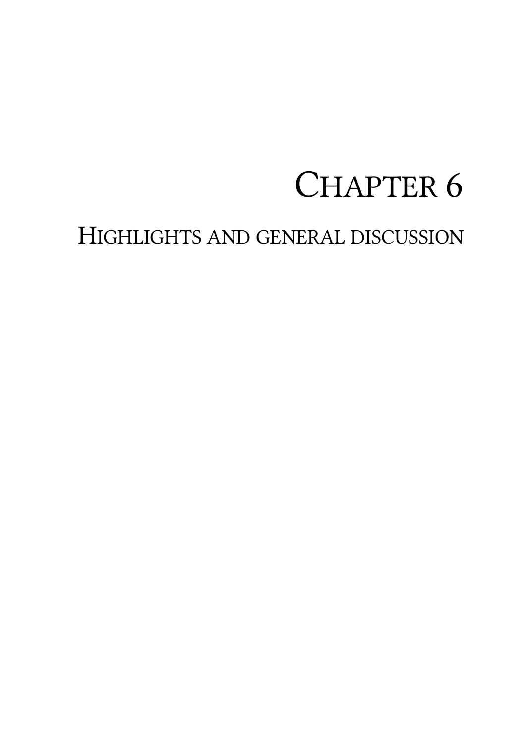# CHAPTER 6

## HIGHLIGHTS AND GENERAL DISCUSSION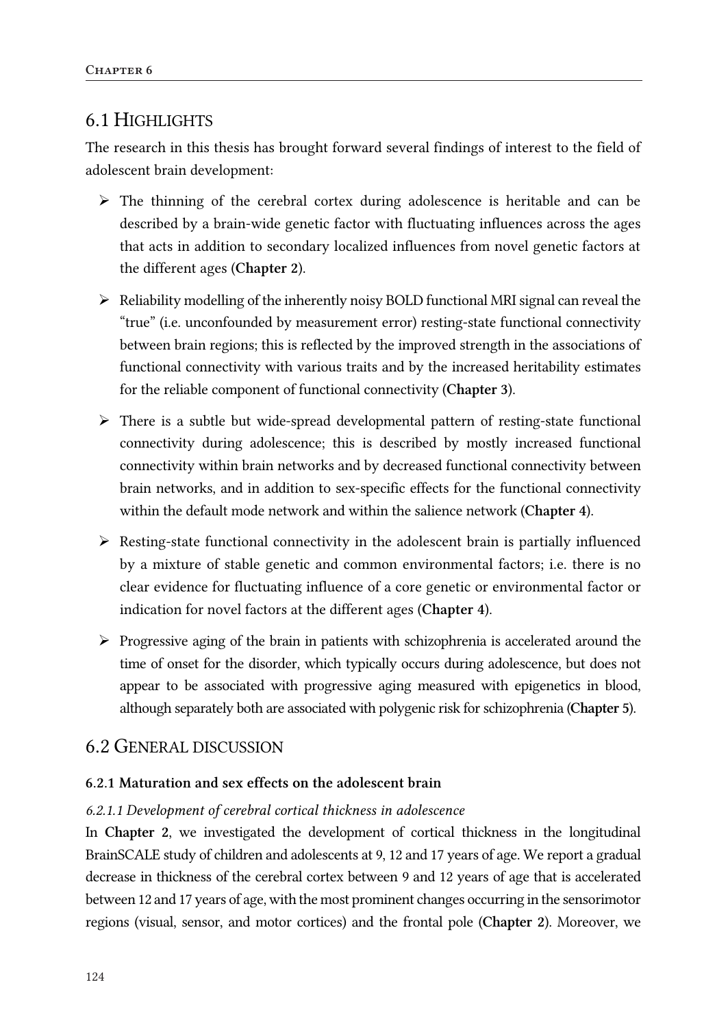## 6.1 Highlights

The research in this thesis has brought forward several findings of interest to the field of adolescent brain development:

- The thinning of the cerebral cortex during adolescence is heritable and can be described by a brain-wide genetic factor with fluctuating influences across the ages that acts in addition to secondary localized influences from novel genetic factors at the different ages (**Chapter 2**).
- Reliability modelling of the inherently noisy BOLD functional MRI signal can reveal the "true" (i.e. unconfounded by measurement error) resting-state functional connectivity between brain regions; this is reflected by the improved strength in the associations of functional connectivity with various traits and by the increased heritability estimates for the reliable component of functional connectivity (**Chapter 3**).
- There is a subtle but wide-spread developmental pattern of resting-state functional connectivity during adolescence; this is described by mostly increased functional connectivity within brain networks and by decreased functional connectivity between brain networks, and in addition to sex-specific effects for the functional connectivity within the default mode network and within the salience network (**Chapter 4**).
- Resting-state functional connectivity in the adolescent brain is partially influenced by a mixture of stable genetic and common environmental factors; i.e. there is no clear evidence for fluctuating influence of a core genetic or environmental factor or indication for novel factors at the different ages (**Chapter 4**).
- Progressive aging of the brain in patients with schizophrenia is accelerated around the time of onset for the disorder, which typically occurs during adolescence, but does not appear to be associated with progressive aging measured with epigenetics in blood, although separately both are associated with polygenic risk for schizophrenia (**Chapter 5**).

## 6.2 General discussion

### 6.2.1 Maturation and sex effects on the adolescent brain

#### *6.2.1.1 Development of cerebral cortical thickness in adolescence*

In **Chapter 2**, we investigated the development of cortical thickness in the longitudinal BrainSCALE study of children and adolescents at 9, 12 and 17 years of age. We report a gradual decrease in thickness of the cerebral cortex between 9 and 12 years of age that is accelerated between 12 and 17 years of age, with the most prominent changes occurring in the sensorimotor regions (visual, sensor, and motor cortices) and the frontal pole (**Chapter 2**). Moreover, we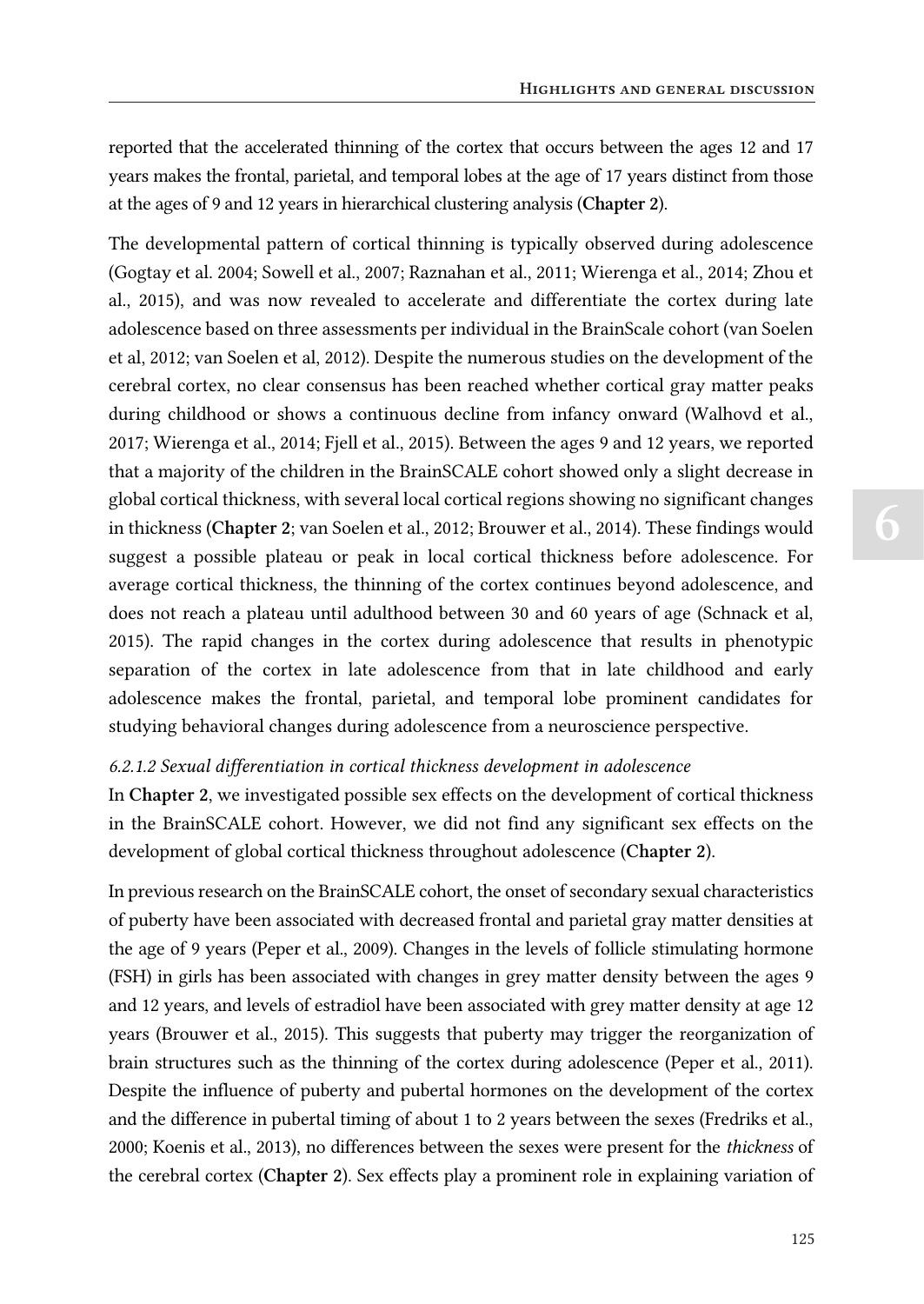reported that the accelerated thinning of the cortex that occurs between the ages 12 and 17 years makes the frontal, parietal, and temporal lobes at the age of 17 years distinct from those at the ages of 9 and 12 years in hierarchical clustering analysis (**Chapter 2**).

The developmental pattern of cortical thinning is typically observed during adolescence (Gogtay et al. 2004; Sowell et al., 2007; Raznahan et al., 2011; Wierenga et al., 2014; Zhou et al., 2015), and was now revealed to accelerate and differentiate the cortex during late adolescence based on three assessments per individual in the BrainScale cohort (van Soelen et al, 2012; van Soelen et al, 2012). Despite the numerous studies on the development of the cerebral cortex, no clear consensus has been reached whether cortical gray matter peaks during childhood or shows a continuous decline from infancy onward (Walhovd et al., 2017; Wierenga et al., 2014; Fjell et al., 2015). Between the ages 9 and 12 years, we reported that a majority of the children in the BrainSCALE cohort showed only a slight decrease in global cortical thickness, with several local cortical regions showing no significant changes in thickness (**Chapter 2**; van Soelen et al., 2012; Brouwer et al., 2014). These findings would suggest a possible plateau or peak in local cortical thickness before adolescence. For average cortical thickness, the thinning of the cortex continues beyond adolescence, and does not reach a plateau until adulthood between 30 and 60 years of age (Schnack et al, 2015). The rapid changes in the cortex during adolescence that results in phenotypic separation of the cortex in late adolescence from that in late childhood and early adolescence makes the frontal, parietal, and temporal lobe prominent candidates for studying behavioral changes during adolescence from a neuroscience perspective.

#### *6.2.1.2 Sexual differentiation in cortical thickness development in adolescence*

In **Chapter 2**, we investigated possible sex effects on the development of cortical thickness in the BrainSCALE cohort. However, we did not find any significant sex effects on the development of global cortical thickness throughout adolescence (**Chapter 2**).

In previous research on the BrainSCALE cohort, the onset of secondary sexual characteristics of puberty have been associated with decreased frontal and parietal gray matter densities at the age of 9 years (Peper et al., 2009). Changes in the levels of follicle stimulating hormone (FSH) in girls has been associated with changes in grey matter density between the ages 9 and 12 years, and levels of estradiol have been associated with grey matter density at age 12 years (Brouwer et al., 2015). This suggests that puberty may trigger the reorganization of brain structures such as the thinning of the cortex during adolescence (Peper et al., 2011). Despite the influence of puberty and pubertal hormones on the development of the cortex and the difference in pubertal timing of about 1 to 2 years between the sexes (Fredriks et al., 2000; Koenis et al., 2013), no differences between the sexes were present for the *thickness* of the cerebral cortex (**Chapter 2**). Sex effects play a prominent role in explaining variation of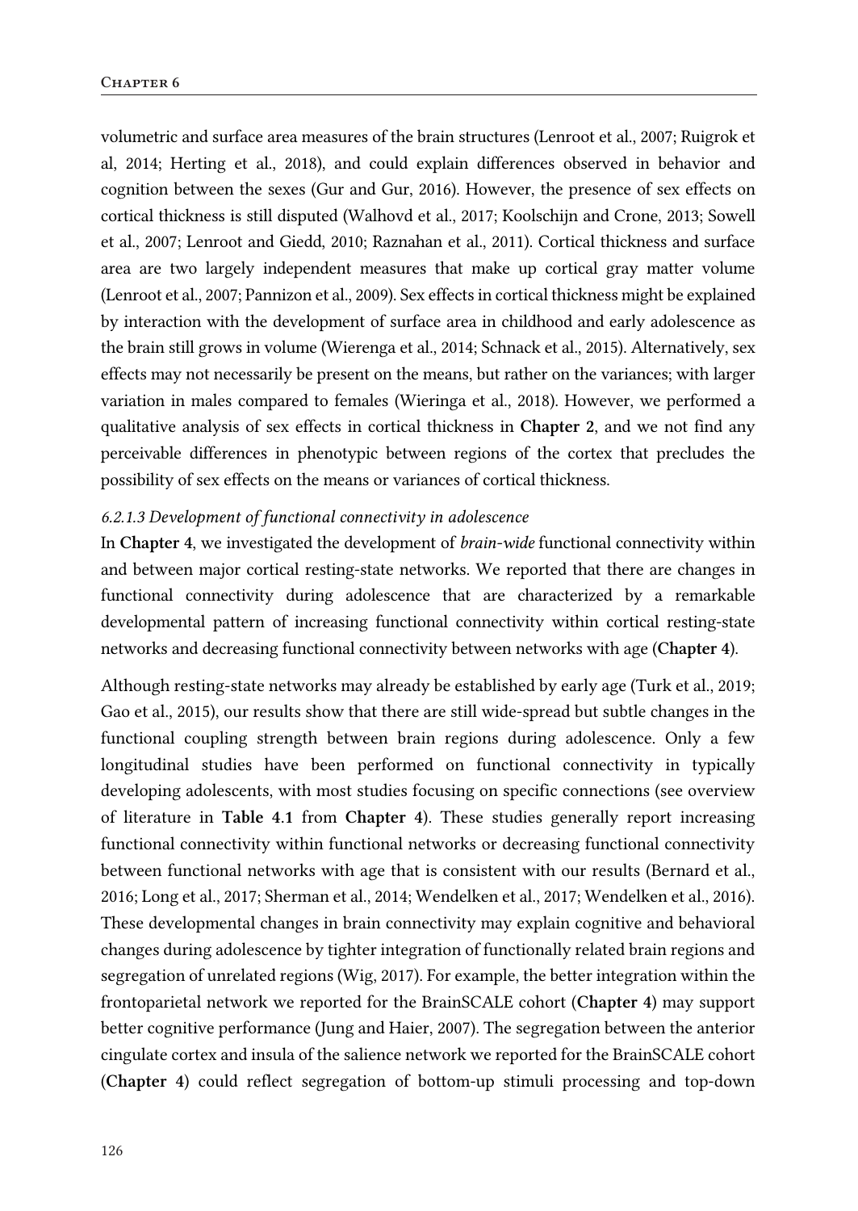volumetric and surface area measures of the brain structures (Lenroot et al., 2007; Ruigrok et al, 2014; Herting et al., 2018), and could explain differences observed in behavior and cognition between the sexes (Gur and Gur, 2016). However, the presence of sex effects on cortical thickness is still disputed (Walhovd et al., 2017; Koolschijn and Crone, 2013; Sowell et al., 2007; Lenroot and Giedd, 2010; Raznahan et al., 2011). Cortical thickness and surface area are two largely independent measures that make up cortical gray matter volume (Lenroot et al., 2007; Pannizon et al., 2009). Sex effects in cortical thickness might be explained by interaction with the development of surface area in childhood and early adolescence as the brain still grows in volume (Wierenga et al., 2014; Schnack et al., 2015). Alternatively, sex effects may not necessarily be present on the means, but rather on the variances; with larger variation in males compared to females (Wieringa et al., 2018). However, we performed a qualitative analysis of sex effects in cortical thickness in **Chapter 2**, and we not find any perceivable differences in phenotypic between regions of the cortex that precludes the possibility of sex effects on the means or variances of cortical thickness.

#### *6.2.1.3 Development of functional connectivity in adolescence*

In **Chapter 4**, we investigated the development of *brain-wide* functional connectivity within and between major cortical resting-state networks. We reported that there are changes in functional connectivity during adolescence that are characterized by a remarkable developmental pattern of increasing functional connectivity within cortical resting-state networks and decreasing functional connectivity between networks with age (**Chapter 4**).

Although resting-state networks may already be established by early age (Turk et al., 2019; Gao et al., 2015), our results show that there are still wide-spread but subtle changes in the functional coupling strength between brain regions during adolescence. Only a few longitudinal studies have been performed on functional connectivity in typically developing adolescents, with most studies focusing on specific connections (see overview of literature in **Table 4.1** from **Chapter 4**). These studies generally report increasing functional connectivity within functional networks or decreasing functional connectivity between functional networks with age that is consistent with our results (Bernard et al., 2016; Long et al., 2017; Sherman et al., 2014; Wendelken et al., 2017; Wendelken et al., 2016). These developmental changes in brain connectivity may explain cognitive and behavioral changes during adolescence by tighter integration of functionally related brain regions and segregation of unrelated regions (Wig, 2017). For example, the better integration within the frontoparietal network we reported for the BrainSCALE cohort (**Chapter 4**) may support better cognitive performance (Jung and Haier, 2007). The segregation between the anterior cingulate cortex and insula of the salience network we reported for the BrainSCALE cohort (**Chapter 4**) could reflect segregation of bottom-up stimuli processing and top-down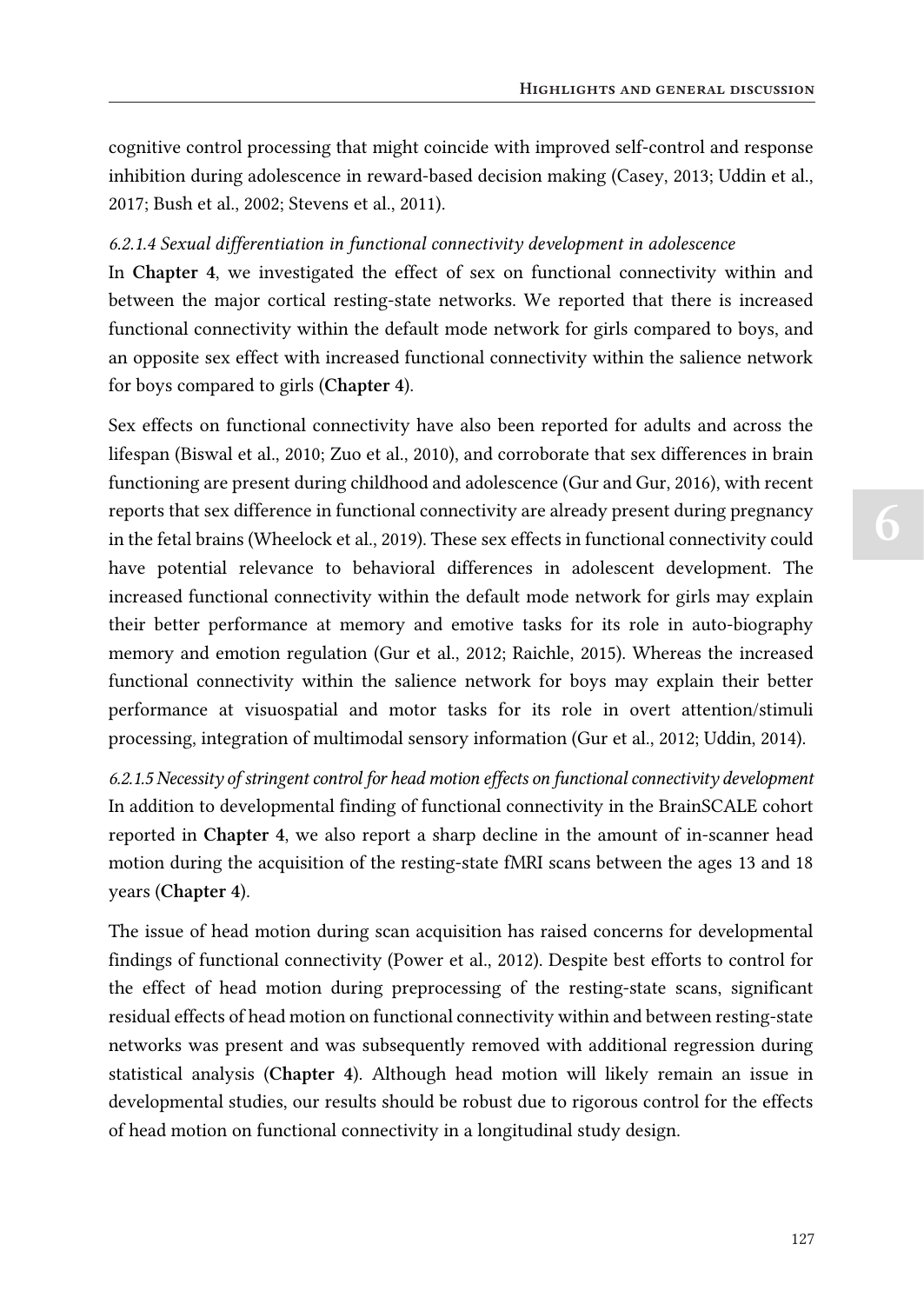cognitive control processing that might coincide with improved self-control and response inhibition during adolescence in reward-based decision making (Casey, 2013; Uddin et al., 2017; Bush et al., 2002; Stevens et al., 2011).

#### *6.2.1.4 Sexual differentiation in functional connectivity development in adolescence*

In **Chapter 4**, we investigated the effect of sex on functional connectivity within and between the major cortical resting-state networks. We reported that there is increased functional connectivity within the default mode network for girls compared to boys, and an opposite sex effect with increased functional connectivity within the salience network for boys compared to girls (**Chapter 4**).

Sex effects on functional connectivity have also been reported for adults and across the lifespan (Biswal et al., 2010; Zuo et al., 2010), and corroborate that sex differences in brain functioning are present during childhood and adolescence (Gur and Gur, 2016), with recent reports that sex difference in functional connectivity are already present during pregnancy in the fetal brains (Wheelock et al., 2019). These sex effects in functional connectivity could have potential relevance to behavioral differences in adolescent development. The increased functional connectivity within the default mode network for girls may explain their better performance at memory and emotive tasks for its role in auto-biography memory and emotion regulation (Gur et al., 2012; Raichle, 2015). Whereas the increased functional connectivity within the salience network for boys may explain their better performance at visuospatial and motor tasks for its role in overt attention/stimuli processing, integration of multimodal sensory information (Gur et al., 2012; Uddin, 2014).

#### *6.2.1.5 Necessity of stringent control for head motion effects on functional connectivity development*

In addition to developmental finding of functional connectivity in the BrainSCALE cohort reported in **Chapter 4**, we also report a sharp decline in the amount of in-scanner head motion during the acquisition of the resting-state fMRI scans between the ages 13 and 18 years (**Chapter 4**).

The issue of head motion during scan acquisition has raised concerns for developmental findings of functional connectivity (Power et al., 2012). Despite best efforts to control for the effect of head motion during preprocessing of the resting-state scans, significant residual effects of head motion on functional connectivity within and between resting-state networks was present and was subsequently removed with additional regression during statistical analysis (**Chapter 4**). Although head motion will likely remain an issue in developmental studies, our results should be robust due to rigorous control for the effects of head motion on functional connectivity in a longitudinal study design.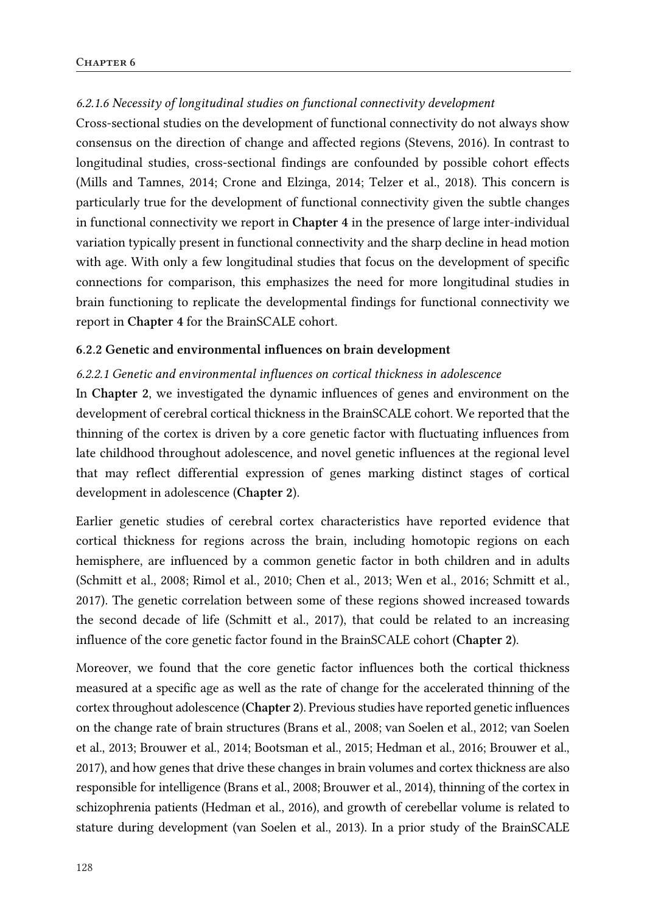*6.2.1.6 Necessity of longitudinal studies on functional connectivity development*

Cross-sectional studies on the development of functional connectivity do not always show consensus on the direction of change and affected regions (Stevens, 2016). In contrast to longitudinal studies, cross-sectional findings are confounded by possible cohort effects (Mills and Tamnes, 2014; Crone and Elzinga, 2014; Telzer et al., 2018). This concern is particularly true for the development of functional connectivity given the subtle changes in functional connectivity we report in **Chapter 4** in the presence of large inter-individual variation typically present in functional connectivity and the sharp decline in head motion with age. With only a few longitudinal studies that focus on the development of specific connections for comparison, this emphasizes the need for more longitudinal studies in brain functioning to replicate the developmental findings for functional connectivity we report in **Chapter 4** for the BrainSCALE cohort.

### 6.2.2 Genetic and environmental influences on brain development

*6.2.2.1 Genetic and environmental influences on cortical thickness in adolescence*

In **Chapter 2**, we investigated the dynamic influences of genes and environment on the development of cerebral cortical thickness in the BrainSCALE cohort. We reported that the thinning of the cortex is driven by a core genetic factor with fluctuating influences from late childhood throughout adolescence, and novel genetic influences at the regional level that may reflect differential expression of genes marking distinct stages of cortical development in adolescence (**Chapter 2**).

Earlier genetic studies of cerebral cortex characteristics have reported evidence that cortical thickness for regions across the brain, including homotopic regions on each hemisphere, are influenced by a common genetic factor in both children and in adults (Schmitt et al., 2008; Rimol et al., 2010; Chen et al., 2013; Wen et al., 2016; Schmitt et al., 2017). The genetic correlation between some of these regions showed increased towards the second decade of life (Schmitt et al., 2017), that could be related to an increasing influence of the core genetic factor found in the BrainSCALE cohort (**Chapter 2**).

Moreover, we found that the core genetic factor influences both the cortical thickness measured at a specific age as well as the rate of change for the accelerated thinning of the cortex throughout adolescence (**Chapter 2**). Previous studies have reported genetic influences on the change rate of brain structures (Brans et al., 2008; van Soelen et al., 2012; van Soelen et al., 2013; Brouwer et al., 2014; Bootsman et al., 2015; Hedman et al., 2016; Brouwer et al., 2017), and how genes that drive these changes in brain volumes and cortex thickness are also responsible for intelligence (Brans et al., 2008; Brouwer et al., 2014), thinning of the cortex in schizophrenia patients (Hedman et al., 2016), and growth of cerebellar volume is related to stature during development (van Soelen et al., 2013). In a prior study of the BrainSCALE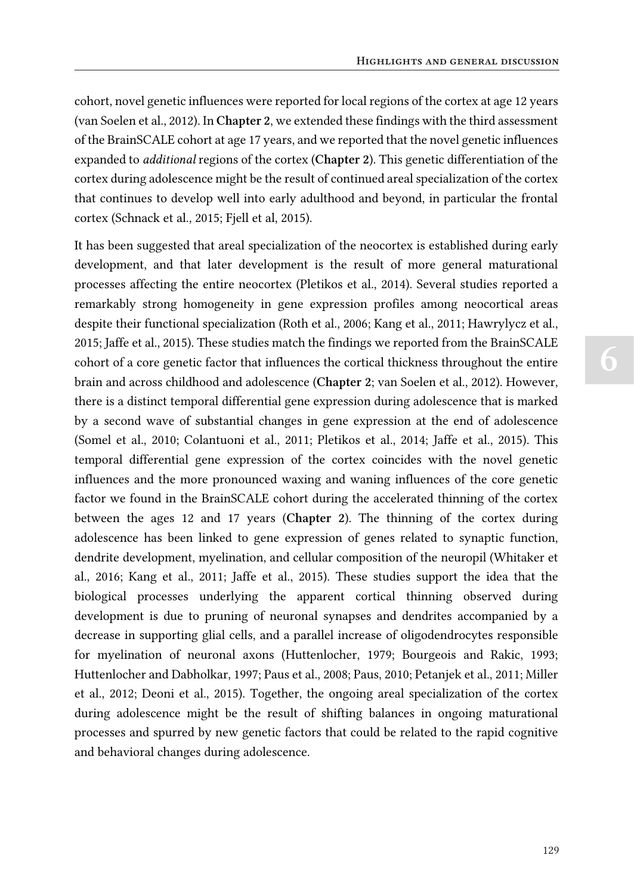cohort, novel genetic influences were reported for local regions of the cortex at age 12 years (van Soelen et al., 2012). In **Chapter 2**, we extended these findings with the third assessment of the BrainSCALE cohort at age 17 years, and we reported that the novel genetic influences expanded to *additional* regions of the cortex (**Chapter 2**). This genetic differentiation of the cortex during adolescence might be the result of continued areal specialization of the cortex that continues to develop well into early adulthood and beyond, in particular the frontal cortex (Schnack et al., 2015; Fjell et al, 2015).

It has been suggested that areal specialization of the neocortex is established during early development, and that later development is the result of more general maturational processes affecting the entire neocortex (Pletikos et al., 2014). Several studies reported a remarkably strong homogeneity in gene expression profiles among neocortical areas despite their functional specialization (Roth et al., 2006; Kang et al., 2011; Hawrylycz et al., 2015; Jaffe et al., 2015). These studies match the findings we reported from the BrainSCALE cohort of a core genetic factor that influences the cortical thickness throughout the entire brain and across childhood and adolescence (**Chapter 2**; van Soelen et al., 2012). However, there is a distinct temporal differential gene expression during adolescence that is marked by a second wave of substantial changes in gene expression at the end of adolescence (Somel et al., 2010; Colantuoni et al., 2011; Pletikos et al., 2014; Jaffe et al., 2015). This temporal differential gene expression of the cortex coincides with the novel genetic influences and the more pronounced waxing and waning influences of the core genetic factor we found in the BrainSCALE cohort during the accelerated thinning of the cortex between the ages 12 and 17 years (**Chapter 2**). The thinning of the cortex during adolescence has been linked to gene expression of genes related to synaptic function, dendrite development, myelination, and cellular composition of the neuropil (Whitaker et al., 2016; Kang et al., 2011; Jaffe et al., 2015). These studies support the idea that the biological processes underlying the apparent cortical thinning observed during development is due to pruning of neuronal synapses and dendrites accompanied by a decrease in supporting glial cells, and a parallel increase of oligodendrocytes responsible for myelination of neuronal axons (Huttenlocher, 1979; Bourgeois and Rakic, 1993; Huttenlocher and Dabholkar, 1997; Paus et al., 2008; Paus, 2010; Petanjek et al., 2011; Miller et al., 2012; Deoni et al., 2015). Together, the ongoing areal specialization of the cortex during adolescence might be the result of shifting balances in ongoing maturational processes and spurred by new genetic factors that could be related to the rapid cognitive and behavioral changes during adolescence.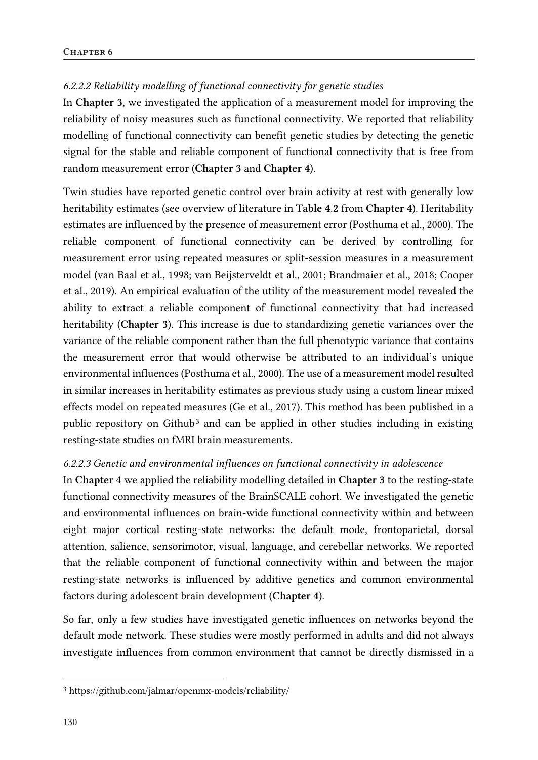#### *6.2.2.2 Reliability modelling of functional connectivity for genetic studies*

In **Chapter 3**, we investigated the application of a measurement model for improving the reliability of noisy measures such as functional connectivity. We reported that reliability modelling of functional connectivity can benefit genetic studies by detecting the genetic signal for the stable and reliable component of functional connectivity that is free from random measurement error (**Chapter 3** and **Chapter 4**).

Twin studies have reported genetic control over brain activity at rest with generally low heritability estimates (see overview of literature in **Table 4.2** from **Chapter 4**). Heritability estimates are influenced by the presence of measurement error (Posthuma et al., 2000). The reliable component of functional connectivity can be derived by controlling for measurement error using repeated measures or split-session measures in a measurement model (van Baal et al., 1998; van Beijsterveldt et al., 2001; Brandmaier et al., 2018; Cooper et al., 2019). An empirical evaluation of the utility of the measurement model revealed the ability to extract a reliable component of functional connectivity that had increased heritability (**Chapter 3**). This increase is due to standardizing genetic variances over the variance of the reliable component rather than the full phenotypic variance that contains the measurement error that would otherwise be attributed to an individual's unique environmental influences (Posthuma et al., 2000). The use of a measurement model resulted in similar increases in heritability estimates as previous study using a custom linear mixed effects model on repeated measures (Ge et al., 2017). This method has been published in a public repository on Github[3] and can be applied in other studies including in existing resting-state studies on fMRI brain measurements.

#### *6.2.2.3 Genetic and environmental influences on functional connectivity in adolescence*

In **Chapter 4** we applied the reliability modelling detailed in **Chapter 3** to the resting-state functional connectivity measures of the BrainSCALE cohort. We investigated the genetic and environmental influences on brain-wide functional connectivity within and between eight major cortical resting-state networks: the default mode, frontoparietal, dorsal attention, salience, sensorimotor, visual, language, and cerebellar networks. We reported that the reliable component of functional connectivity within and between the major resting-state networks is influenced by additive genetics and common environmental factors during adolescent brain development (**Chapter 4**).

So far, only a few studies have investigated genetic influences on networks beyond the default mode network. These studies were mostly performed in adults and did not always investigate influences from common environment that cannot be directly dismissed in a

---

[3] https://github.com/jalmar/openmx-models/reliability/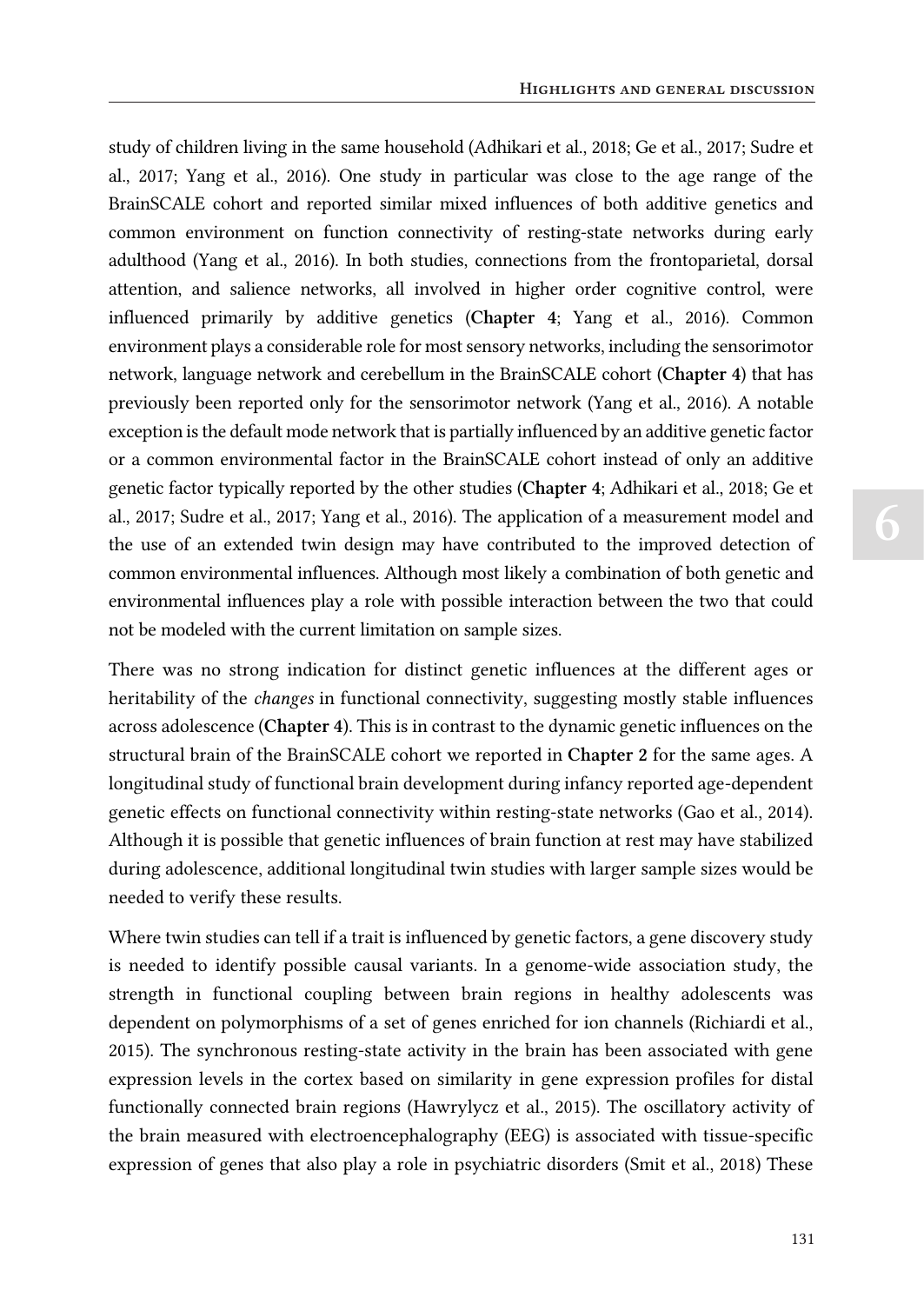study of children living in the same household (Adhikari et al., 2018; Ge et al., 2017; Sudre et al., 2017; Yang et al., 2016). One study in particular was close to the age range of the BrainSCALE cohort and reported similar mixed influences of both additive genetics and common environment on function connectivity of resting-state networks during early adulthood (Yang et al., 2016). In both studies, connections from the frontoparietal, dorsal attention, and salience networks, all involved in higher order cognitive control, were influenced primarily by additive genetics (**Chapter 4**; Yang et al., 2016). Common environment plays a considerable role for most sensory networks, including the sensorimotor network, language network and cerebellum in the BrainSCALE cohort (**Chapter 4**) that has previously been reported only for the sensorimotor network (Yang et al., 2016). A notable exception is the default mode network that is partially influenced by an additive genetic factor or a common environmental factor in the BrainSCALE cohort instead of only an additive genetic factor typically reported by the other studies (**Chapter 4**; Adhikari et al., 2018; Ge et al., 2017; Sudre et al., 2017; Yang et al., 2016). The application of a measurement model and the use of an extended twin design may have contributed to the improved detection of common environmental influences. Although most likely a combination of both genetic and environmental influences play a role with possible interaction between the two that could not be modeled with the current limitation on sample sizes.

There was no strong indication for distinct genetic influences at the different ages or heritability of the *changes* in functional connectivity, suggesting mostly stable influences across adolescence (**Chapter 4**). This is in contrast to the dynamic genetic influences on the structural brain of the BrainSCALE cohort we reported in **Chapter 2** for the same ages. A longitudinal study of functional brain development during infancy reported age-dependent genetic effects on functional connectivity within resting-state networks (Gao et al., 2014). Although it is possible that genetic influences of brain function at rest may have stabilized during adolescence, additional longitudinal twin studies with larger sample sizes would be needed to verify these results.

Where twin studies can tell if a trait is influenced by genetic factors, a gene discovery study is needed to identify possible causal variants. In a genome-wide association study, the strength in functional coupling between brain regions in healthy adolescents was dependent on polymorphisms of a set of genes enriched for ion channels (Richiardi et al., 2015). The synchronous resting-state activity in the brain has been associated with gene expression levels in the cortex based on similarity in gene expression profiles for distal functionally connected brain regions (Hawrylycz et al., 2015). The oscillatory activity of the brain measured with electroencephalography (EEG) is associated with tissue-specific expression of genes that also play a role in psychiatric disorders (Smit et al., 2018) These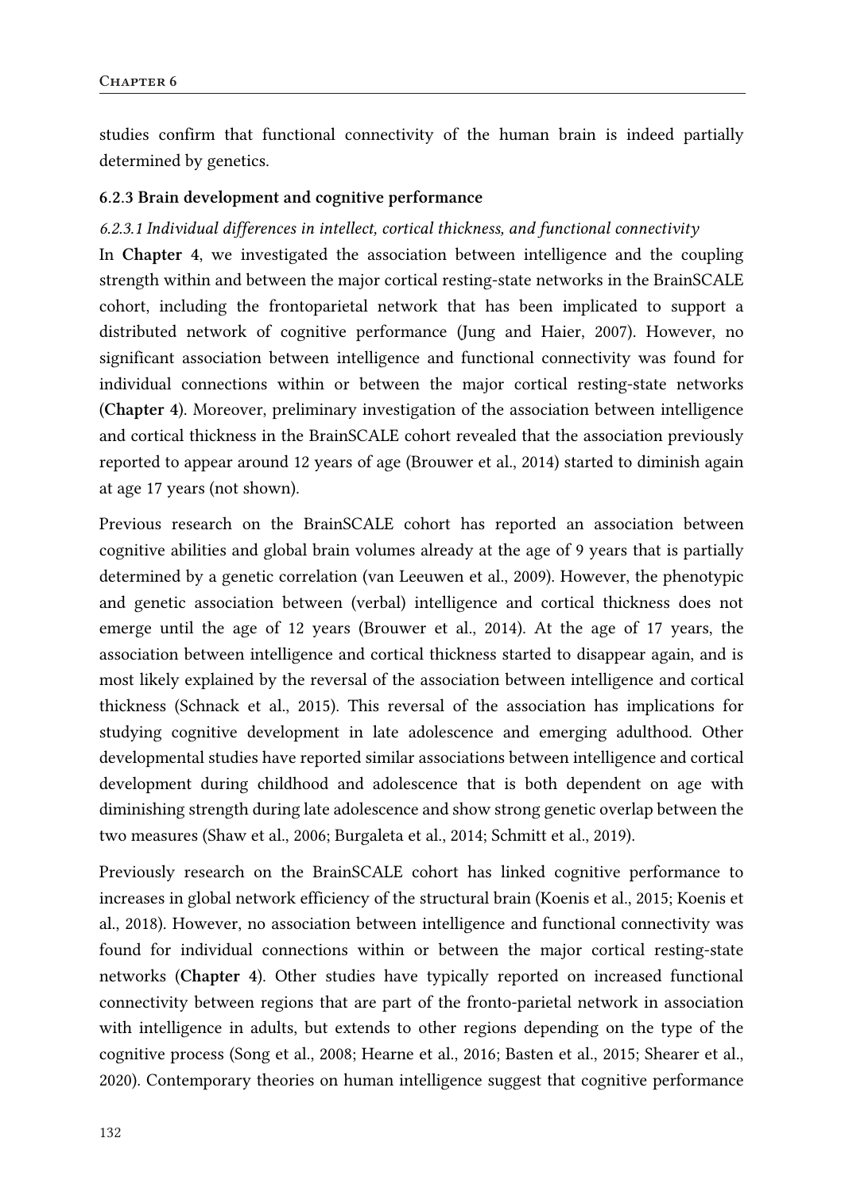studies confirm that functional connectivity of the human brain is indeed partially determined by genetics.

### 6.2.3 Brain development and cognitive performance

#### *6.2.3.1 Individual differences in intellect, cortical thickness, and functional connectivity*

In **Chapter 4**, we investigated the association between intelligence and the coupling strength within and between the major cortical resting-state networks in the BrainSCALE cohort, including the frontoparietal network that has been implicated to support a distributed network of cognitive performance (Jung and Haier, 2007). However, no significant association between intelligence and functional connectivity was found for individual connections within or between the major cortical resting-state networks (**Chapter 4**). Moreover, preliminary investigation of the association between intelligence and cortical thickness in the BrainSCALE cohort revealed that the association previously reported to appear around 12 years of age (Brouwer et al., 2014) started to diminish again at age 17 years (not shown).

Previous research on the BrainSCALE cohort has reported an association between cognitive abilities and global brain volumes already at the age of 9 years that is partially determined by a genetic correlation (van Leeuwen et al., 2009). However, the phenotypic and genetic association between (verbal) intelligence and cortical thickness does not emerge until the age of 12 years (Brouwer et al., 2014). At the age of 17 years, the association between intelligence and cortical thickness started to disappear again, and is most likely explained by the reversal of the association between intelligence and cortical thickness (Schnack et al., 2015). This reversal of the association has implications for studying cognitive development in late adolescence and emerging adulthood. Other developmental studies have reported similar associations between intelligence and cortical development during childhood and adolescence that is both dependent on age with diminishing strength during late adolescence and show strong genetic overlap between the two measures (Shaw et al., 2006; Burgaleta et al., 2014; Schmitt et al., 2019).

Previously research on the BrainSCALE cohort has linked cognitive performance to increases in global network efficiency of the structural brain (Koenis et al., 2015; Koenis et al., 2018). However, no association between intelligence and functional connectivity was found for individual connections within or between the major cortical resting-state networks (**Chapter 4**). Other studies have typically reported on increased functional connectivity between regions that are part of the fronto-parietal network in association with intelligence in adults, but extends to other regions depending on the type of the cognitive process (Song et al., 2008; Hearne et al., 2016; Basten et al., 2015; Shearer et al., 2020). Contemporary theories on human intelligence suggest that cognitive performance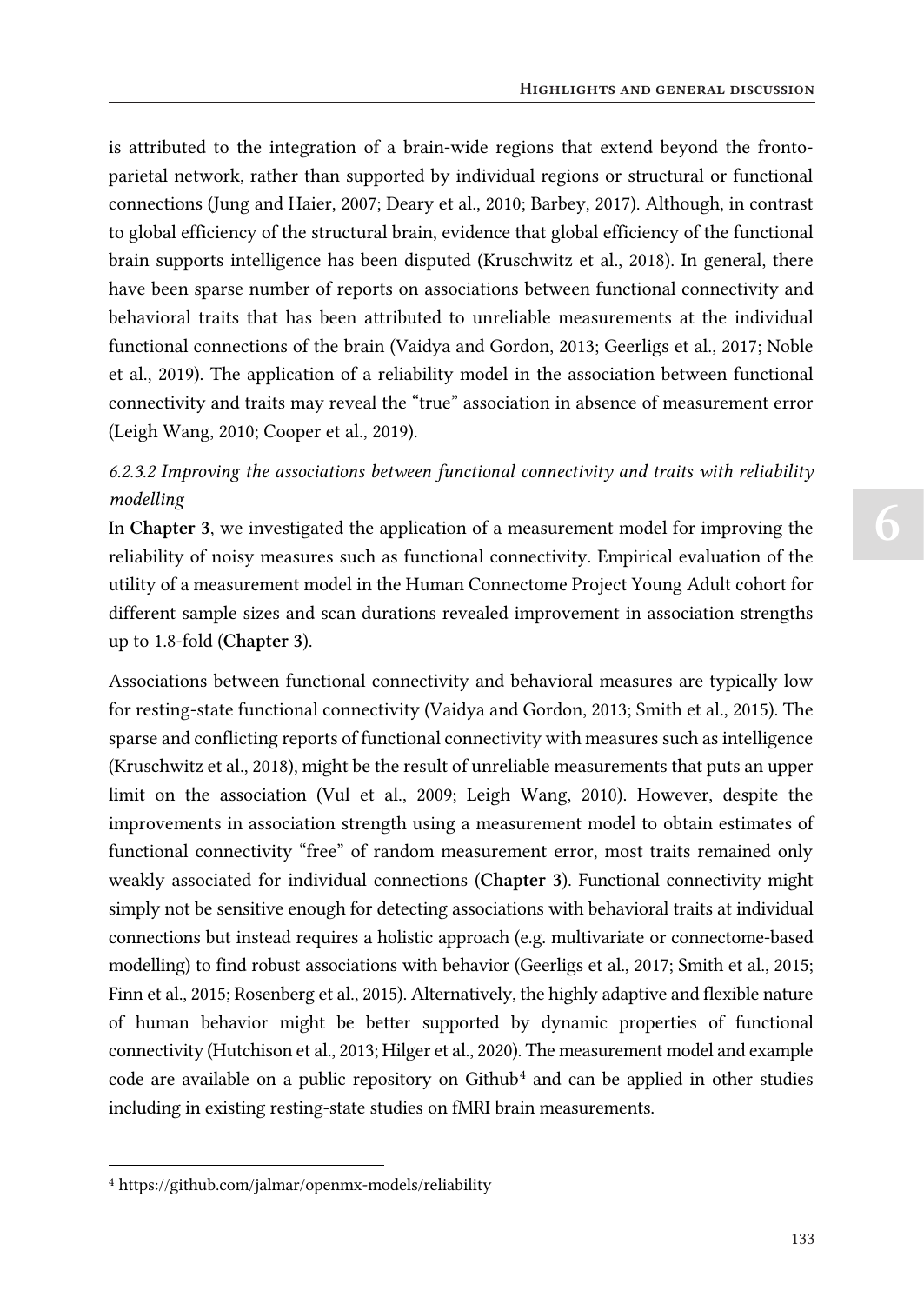is attributed to the integration of a brain-wide regions that extend beyond the fronto-parietal network, rather than supported by individual regions or structural or functional connections (Jung and Haier, 2007; Deary et al., 2010; Barbey, 2017). Although, in contrast to global efficiency of the structural brain, evidence that global efficiency of the functional brain supports intelligence has been disputed (Kruschwitz et al., 2018). In general, there have been sparse number of reports on associations between functional connectivity and behavioral traits that has been attributed to unreliable measurements at the individual functional connections of the brain (Vaidya and Gordon, 2013; Geerligs et al., 2017; Noble et al., 2019). The application of a reliability model in the association between functional connectivity and traits may reveal the "true" association in absence of measurement error (Leigh Wang, 2010; Cooper et al., 2019).

#### *6.2.3.2 Improving the associations between functional connectivity and traits with reliability modelling*

In **Chapter 3**, we investigated the application of a measurement model for improving the reliability of noisy measures such as functional connectivity. Empirical evaluation of the utility of a measurement model in the Human Connectome Project Young Adult cohort for different sample sizes and scan durations revealed improvement in association strengths up to 1.8-fold (**Chapter 3**).

Associations between functional connectivity and behavioral measures are typically low for resting-state functional connectivity (Vaidya and Gordon, 2013; Smith et al., 2015). The sparse and conflicting reports of functional connectivity with measures such as intelligence (Kruschwitz et al., 2018), might be the result of unreliable measurements that puts an upper limit on the association (Vul et al., 2009; Leigh Wang, 2010). However, despite the improvements in association strength using a measurement model to obtain estimates of functional connectivity "free" of random measurement error, most traits remained only weakly associated for individual connections (**Chapter 3**). Functional connectivity might simply not be sensitive enough for detecting associations with behavioral traits at individual connections but instead requires a holistic approach (e.g. multivariate or connectome-based modelling) to find robust associations with behavior (Geerligs et al., 2017; Smith et al., 2015; Finn et al., 2015; Rosenberg et al., 2015). Alternatively, the highly adaptive and flexible nature of human behavior might be better supported by dynamic properties of functional connectivity (Hutchison et al., 2013; Hilger et al., 2020). The measurement model and example code are available on a public repository on Github[4] and can be applied in other studies including in existing resting-state studies on fMRI brain measurements.

[4] https://github.com/jalmar/openmx-models/reliability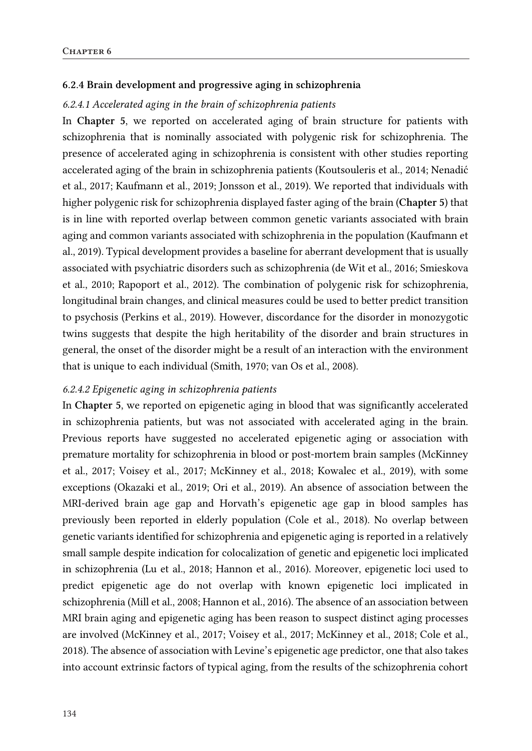### 6.2.4 Brain development and progressive aging in schizophrenia

#### *6.2.4.1 Accelerated aging in the brain of schizophrenia patients*

In **Chapter 5**, we reported on accelerated aging of brain structure for patients with schizophrenia that is nominally associated with polygenic risk for schizophrenia. The presence of accelerated aging in schizophrenia is consistent with other studies reporting accelerated aging of the brain in schizophrenia patients (Koutsouleris et al., 2014; Nenadić et al., 2017; Kaufmann et al., 2019; Jonsson et al., 2019). We reported that individuals with higher polygenic risk for schizophrenia displayed faster aging of the brain (**Chapter 5**) that is in line with reported overlap between common genetic variants associated with brain aging and common variants associated with schizophrenia in the population (Kaufmann et al., 2019). Typical development provides a baseline for aberrant development that is usually associated with psychiatric disorders such as schizophrenia (de Wit et al., 2016; Smieskova et al., 2010; Rapoport et al., 2012). The combination of polygenic risk for schizophrenia, longitudinal brain changes, and clinical measures could be used to better predict transition to psychosis (Perkins et al., 2019). However, discordance for the disorder in monozygotic twins suggests that despite the high heritability of the disorder and brain structures in general, the onset of the disorder might be a result of an interaction with the environment that is unique to each individual (Smith, 1970; van Os et al., 2008).

#### *6.2.4.2 Epigenetic aging in schizophrenia patients*

In **Chapter 5**, we reported on epigenetic aging in blood that was significantly accelerated in schizophrenia patients, but was not associated with accelerated aging in the brain. Previous reports have suggested no accelerated epigenetic aging or association with premature mortality for schizophrenia in blood or post-mortem brain samples (McKinney et al., 2017; Voisey et al., 2017; McKinney et al., 2018; Kowalec et al., 2019), with some exceptions (Okazaki et al., 2019; Ori et al., 2019). An absence of association between the MRI-derived brain age gap and Horvath's epigenetic age gap in blood samples has previously been reported in elderly population (Cole et al., 2018). No overlap between genetic variants identified for schizophrenia and epigenetic aging is reported in a relatively small sample despite indication for colocalization of genetic and epigenetic loci implicated in schizophrenia (Lu et al., 2018; Hannon et al., 2016). Moreover, epigenetic loci used to predict epigenetic age do not overlap with known epigenetic loci implicated in schizophrenia (Mill et al., 2008; Hannon et al., 2016). The absence of an association between MRI brain aging and epigenetic aging has been reason to suspect distinct aging processes are involved (McKinney et al., 2017; Voisey et al., 2017; McKinney et al., 2018; Cole et al., 2018). The absence of association with Levine's epigenetic age predictor, one that also takes into account extrinsic factors of typical aging, from the results of the schizophrenia cohort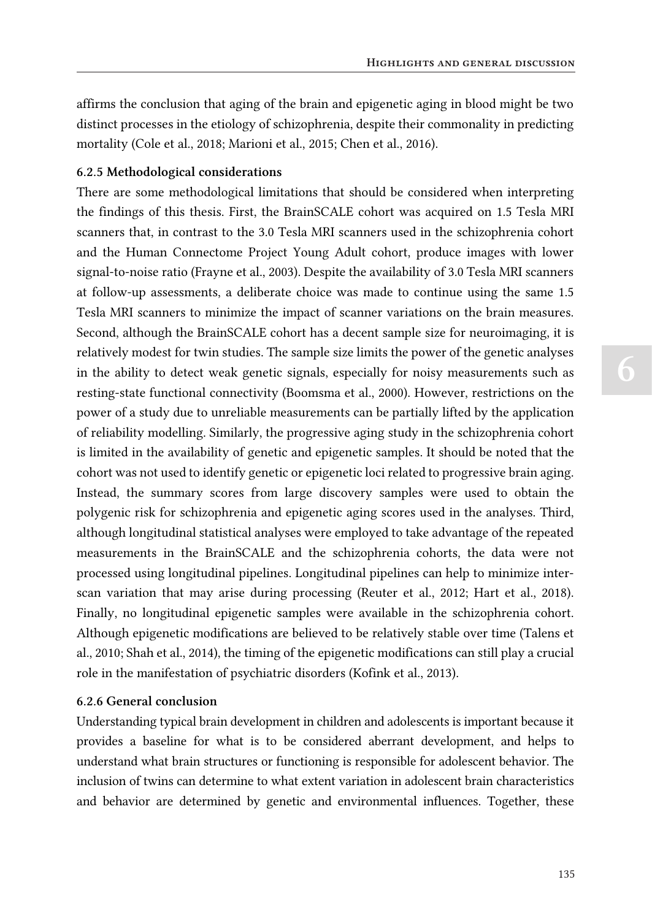affirms the conclusion that aging of the brain and epigenetic aging in blood might be two distinct processes in the etiology of schizophrenia, despite their commonality in predicting mortality (Cole et al., 2018; Marioni et al., 2015; Chen et al., 2016).

### 6.2.5 Methodological considerations

There are some methodological limitations that should be considered when interpreting the findings of this thesis. First, the BrainSCALE cohort was acquired on 1.5 Tesla MRI scanners that, in contrast to the 3.0 Tesla MRI scanners used in the schizophrenia cohort and the Human Connectome Project Young Adult cohort, produce images with lower signal-to-noise ratio (Frayne et al., 2003). Despite the availability of 3.0 Tesla MRI scanners at follow-up assessments, a deliberate choice was made to continue using the same 1.5 Tesla MRI scanners to minimize the impact of scanner variations on the brain measures. Second, although the BrainSCALE cohort has a decent sample size for neuroimaging, it is relatively modest for twin studies. The sample size limits the power of the genetic analyses in the ability to detect weak genetic signals, especially for noisy measurements such as resting-state functional connectivity (Boomsma et al., 2000). However, restrictions on the power of a study due to unreliable measurements can be partially lifted by the application of reliability modelling. Similarly, the progressive aging study in the schizophrenia cohort is limited in the availability of genetic and epigenetic samples. It should be noted that the cohort was not used to identify genetic or epigenetic loci related to progressive brain aging. Instead, the summary scores from large discovery samples were used to obtain the polygenic risk for schizophrenia and epigenetic aging scores used in the analyses. Third, although longitudinal statistical analyses were employed to take advantage of the repeated measurements in the BrainSCALE and the schizophrenia cohorts, the data were not processed using longitudinal pipelines. Longitudinal pipelines can help to minimize inter-scan variation that may arise during processing (Reuter et al., 2012; Hart et al., 2018). Finally, no longitudinal epigenetic samples were available in the schizophrenia cohort. Although epigenetic modifications are believed to be relatively stable over time (Talens et al., 2010; Shah et al., 2014), the timing of the epigenetic modifications can still play a crucial role in the manifestation of psychiatric disorders (Kofink et al., 2013).

### 6.2.6 General conclusion

Understanding typical brain development in children and adolescents is important because it provides a baseline for what is to be considered aberrant development, and helps to understand what brain structures or functioning is responsible for adolescent behavior. The inclusion of twins can determine to what extent variation in adolescent brain characteristics and behavior are determined by genetic and environmental influences. Together, these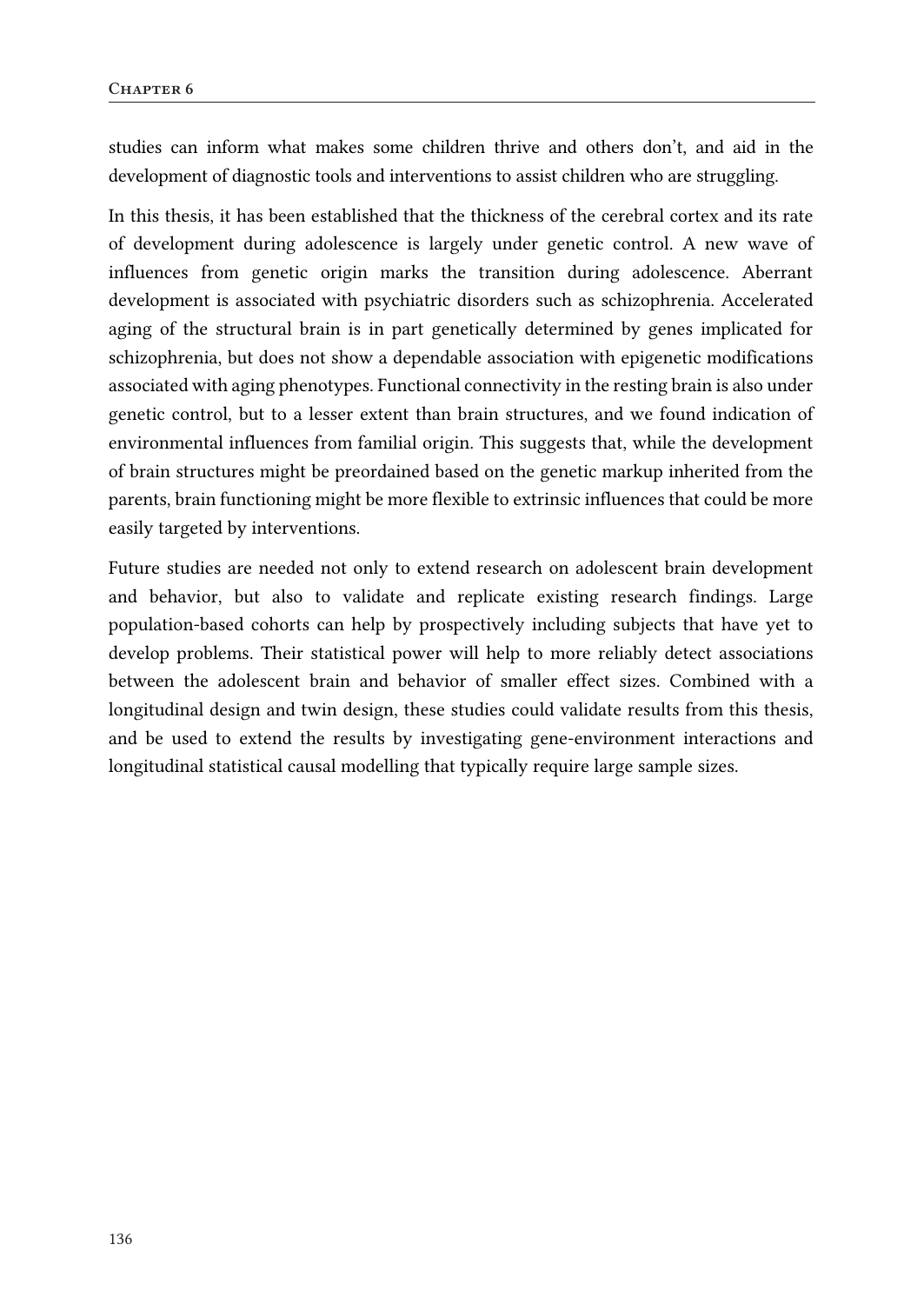studies can inform what makes some children thrive and others don't, and aid in the development of diagnostic tools and interventions to assist children who are struggling.

In this thesis, it has been established that the thickness of the cerebral cortex and its rate of development during adolescence is largely under genetic control. A new wave of influences from genetic origin marks the transition during adolescence. Aberrant development is associated with psychiatric disorders such as schizophrenia. Accelerated aging of the structural brain is in part genetically determined by genes implicated for schizophrenia, but does not show a dependable association with epigenetic modifications associated with aging phenotypes. Functional connectivity in the resting brain is also under genetic control, but to a lesser extent than brain structures, and we found indication of environmental influences from familial origin. This suggests that, while the development of brain structures might be preordained based on the genetic markup inherited from the parents, brain functioning might be more flexible to extrinsic influences that could be more easily targeted by interventions.

Future studies are needed not only to extend research on adolescent brain development and behavior, but also to validate and replicate existing research findings. Large population-based cohorts can help by prospectively including subjects that have yet to develop problems. Their statistical power will help to more reliably detect associations between the adolescent brain and behavior of smaller effect sizes. Combined with a longitudinal design and twin design, these studies could validate results from this thesis, and be used to extend the results by investigating gene-environment interactions and longitudinal statistical causal modelling that typically require large sample sizes.